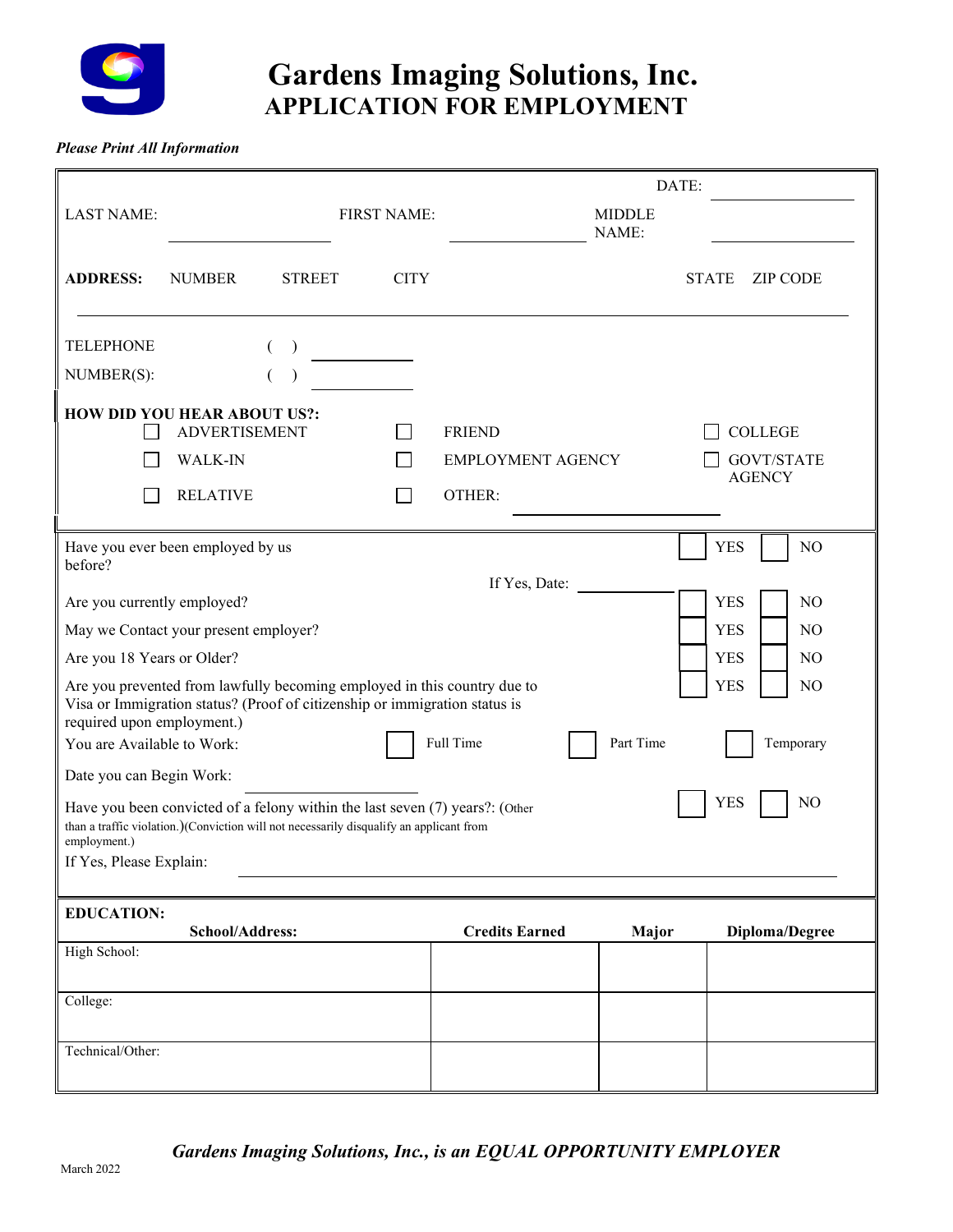# Gardens Imaging Solutions, Inc.
## APPLICATION FOR EMPLOYMENT

***Please Print All Information***

DATE: \_\_\_\_\_\_\_\_\_\_\_\_\_\_\_\_

LAST NAME: \_\_\_\_\_\_\_\_\_\_\_\_\_\_\_\_ FIRST NAME: \_\_\_\_\_\_\_\_\_\_\_\_\_\_\_\_ MIDDLE NAME: \_\_\_\_\_\_\_\_\_\_\_\_\_\_\_\_

**ADDRESS:** NUMBER STREET CITY STATE ZIP CODE

\_\_\_\_\_\_\_\_\_\_\_\_\_\_\_\_\_\_\_\_\_\_\_\_\_\_\_\_\_\_\_\_\_\_\_\_\_\_\_\_\_\_\_\_\_\_\_\_\_\_\_\_\_\_\_\_\_\_\_\_

TELEPHONE NUMBER(S): ( ) \_\_\_\_\_\_\_\_\_\_
( ) \_\_\_\_\_\_\_\_\_\_

**HOW DID YOU HEAR ABOUT US?:**

- ☐ ADVERTISEMENT
- ☐ FRIEND
- ☐ COLLEGE
- ☐ WALK-IN
- ☐ EMPLOYMENT AGENCY
- ☐ GOVT/STATE AGENCY
- ☐ RELATIVE
- ☐ OTHER: \_\_\_\_\_\_\_\_\_\_\_\_\_\_\_\_

Have you ever been employed by us before? ☐ YES ☐ NO

If Yes, Date: \_\_\_\_\_\_\_\_\_\_

Are you currently employed? ☐ YES ☐ NO

May we Contact your present employer? ☐ YES ☐ NO

Are you 18 Years or Older? ☐ YES ☐ NO

Are you prevented from lawfully becoming employed in this country due to Visa or Immigration status? (Proof of citizenship or immigration status is required upon employment.) ☐ YES ☐ NO

You are Available to Work: ☐ Full Time ☐ Part Time ☐ Temporary

Date you can Begin Work: \_\_\_\_\_\_\_\_\_\_\_\_\_\_\_\_

Have you been convicted of a felony within the last seven (7) years?: (Other than a traffic violation.)(Conviction will not necessarily disqualify an applicant from employment.) ☐ YES ☐ NO

If Yes, Please Explain: \_\_\_\_\_\_\_\_\_\_\_\_\_\_\_\_\_\_\_\_\_\_\_\_\_\_\_\_\_\_\_\_\_\_\_\_\_\_\_\_\_\_\_\_

**EDUCATION:**

| School/Address: | Credits Earned | Major | Diploma/Degree |
|---|---|---|---|
| High School: | | | |
| College: | | | |
| Technical/Other: | | | |

***Gardens Imaging Solutions, Inc., is an EQUAL OPPORTUNITY EMPLOYER***

March 2022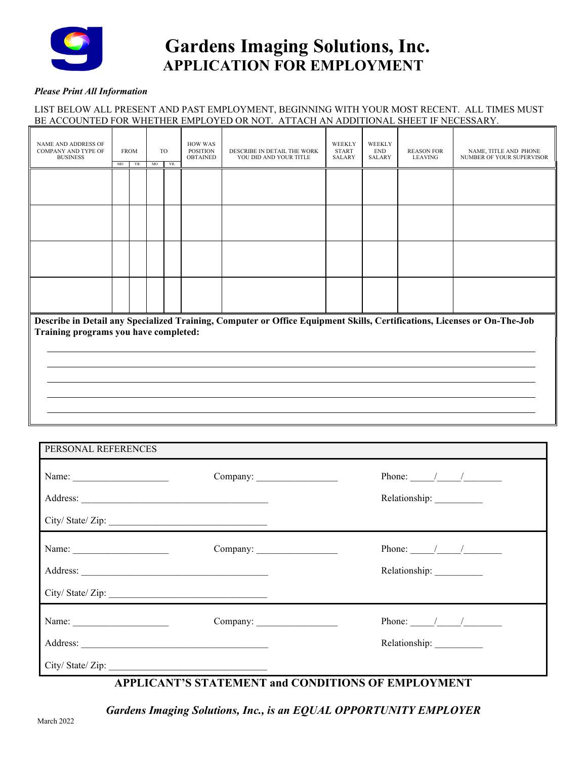# Gardens Imaging Solutions, Inc.
## APPLICATION FOR EMPLOYMENT

*Please Print All Information*

LIST BELOW ALL PRESENT AND PAST EMPLOYMENT, BEGINNING WITH YOUR MOST RECENT. ALL TIMES MUST BE ACCOUNTED FOR WHETHER EMPLOYED OR NOT. ATTACH AN ADDITIONAL SHEET IF NECESSARY.

| NAME AND ADDRESS OF COMPANY AND TYPE OF BUSINESS | FROM | | TO | | HOW WAS POSITION OBTAINED | DESCRIBE IN DETAIL THE WORK YOU DID AND YOUR TITLE | WEEKLY START SALARY | WEEKLY END SALARY | REASON FOR LEAVING | NAME, TITLE AND PHONE NUMBER OF YOUR SUPERVISOR |
|---|---|---|---|---|---|---|---|---|---|---|
| | MO | YR | MO | YR. | | | | | | |
| | | | | | | | | | | |
| | | | | | | | | | | |
| | | | | | | | | | | |
| | | | | | | | | | | |

**Describe in Detail any Specialized Training, Computer or Office Equipment Skills, Certifications, Licenses or On-The-Job Training programs you have completed:**

______________________________________________________________________________

______________________________________________________________________________

______________________________________________________________________________

______________________________________________________________________________

______________________________________________________________________________

PERSONAL REFERENCES

Name: ____________________ Company: ________________ Phone: _____/_____/________

Address: ______________________________________ Relationship: __________

City/ State/ Zip: ________________________________

Name: ____________________ Company: ________________ Phone: _____/_____/________

Address: ______________________________________ Relationship: __________

City/ State/ Zip: ________________________________

Name: ____________________ Company: ________________ Phone: _____/_____/________

Address: ______________________________________ Relationship: __________

City/ State/ Zip: ________________________________

**APPLICANT'S STATEMENT and CONDITIONS OF EMPLOYMENT**

***Gardens Imaging Solutions, Inc., is an EQUAL OPPORTUNITY EMPLOYER***

March 2022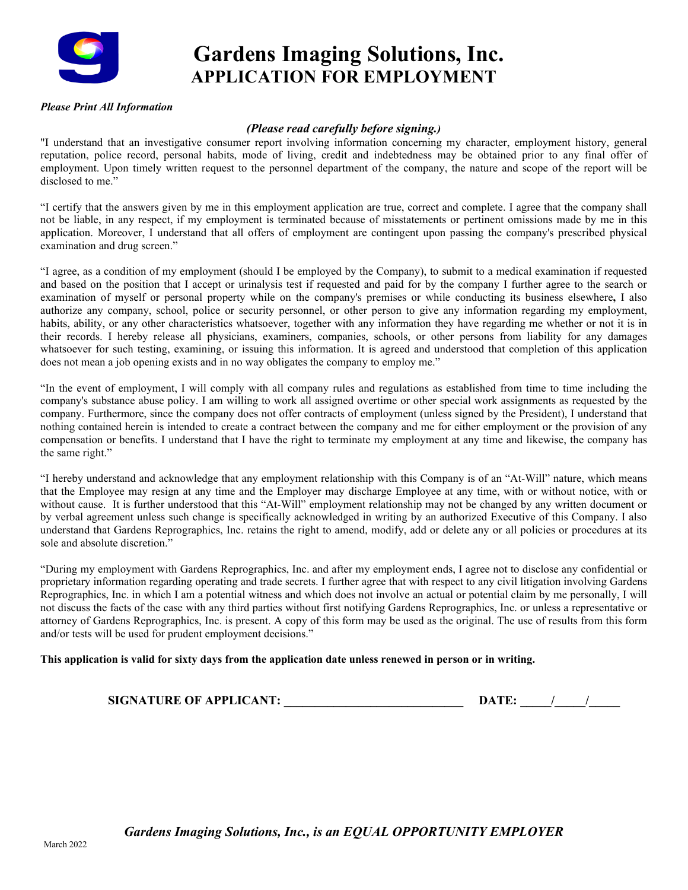# Gardens Imaging Solutions, Inc.
## APPLICATION FOR EMPLOYMENT

***Please Print All Information***

***(Please read carefully before signing.)***

"I understand that an investigative consumer report involving information concerning my character, employment history, general reputation, police record, personal habits, mode of living, credit and indebtedness may be obtained prior to any final offer of employment. Upon timely written request to the personnel department of the company, the nature and scope of the report will be disclosed to me."

"I certify that the answers given by me in this employment application are true, correct and complete. I agree that the company shall not be liable, in any respect, if my employment is terminated because of misstatements or pertinent omissions made by me in this application. Moreover, I understand that all offers of employment are contingent upon passing the company's prescribed physical examination and drug screen."

"I agree, as a condition of my employment (should I be employed by the Company), to submit to a medical examination if requested and based on the position that I accept or urinalysis test if requested and paid for by the company I further agree to the search or examination of myself or personal property while on the company's premises or while conducting its business elsewhere**,** I also authorize any company, school, police or security personnel, or other person to give any information regarding my employment, habits, ability, or any other characteristics whatsoever, together with any information they have regarding me whether or not it is in their records. I hereby release all physicians, examiners, companies, schools, or other persons from liability for any damages whatsoever for such testing, examining, or issuing this information. It is agreed and understood that completion of this application does not mean a job opening exists and in no way obligates the company to employ me."

"In the event of employment, I will comply with all company rules and regulations as established from time to time including the company's substance abuse policy. I am willing to work all assigned overtime or other special work assignments as requested by the company. Furthermore, since the company does not offer contracts of employment (unless signed by the President), I understand that nothing contained herein is intended to create a contract between the company and me for either employment or the provision of any compensation or benefits. I understand that I have the right to terminate my employment at any time and likewise, the company has the same right."

"I hereby understand and acknowledge that any employment relationship with this Company is of an "At-Will" nature, which means that the Employee may resign at any time and the Employer may discharge Employee at any time, with or without notice, with or without cause. It is further understood that this "At-Will" employment relationship may not be changed by any written document or by verbal agreement unless such change is specifically acknowledged in writing by an authorized Executive of this Company. I also understand that Gardens Reprographics, Inc. retains the right to amend, modify, add or delete any or all policies or procedures at its sole and absolute discretion."

"During my employment with Gardens Reprographics, Inc. and after my employment ends, I agree not to disclose any confidential or proprietary information regarding operating and trade secrets. I further agree that with respect to any civil litigation involving Gardens Reprographics, Inc. in which I am a potential witness and which does not involve an actual or potential claim by me personally, I will not discuss the facts of the case with any third parties without first notifying Gardens Reprographics, Inc. or unless a representative or attorney of Gardens Reprographics, Inc. is present. A copy of this form may be used as the original. The use of results from this form and/or tests will be used for prudent employment decisions."

**This application is valid for sixty days from the application date unless renewed in person or in writing.**

**SIGNATURE OF APPLICANT: ______________________________ DATE: _____/_____/_____**

***Gardens Imaging Solutions, Inc., is an EQUAL OPPORTUNITY EMPLOYER***

March 2022